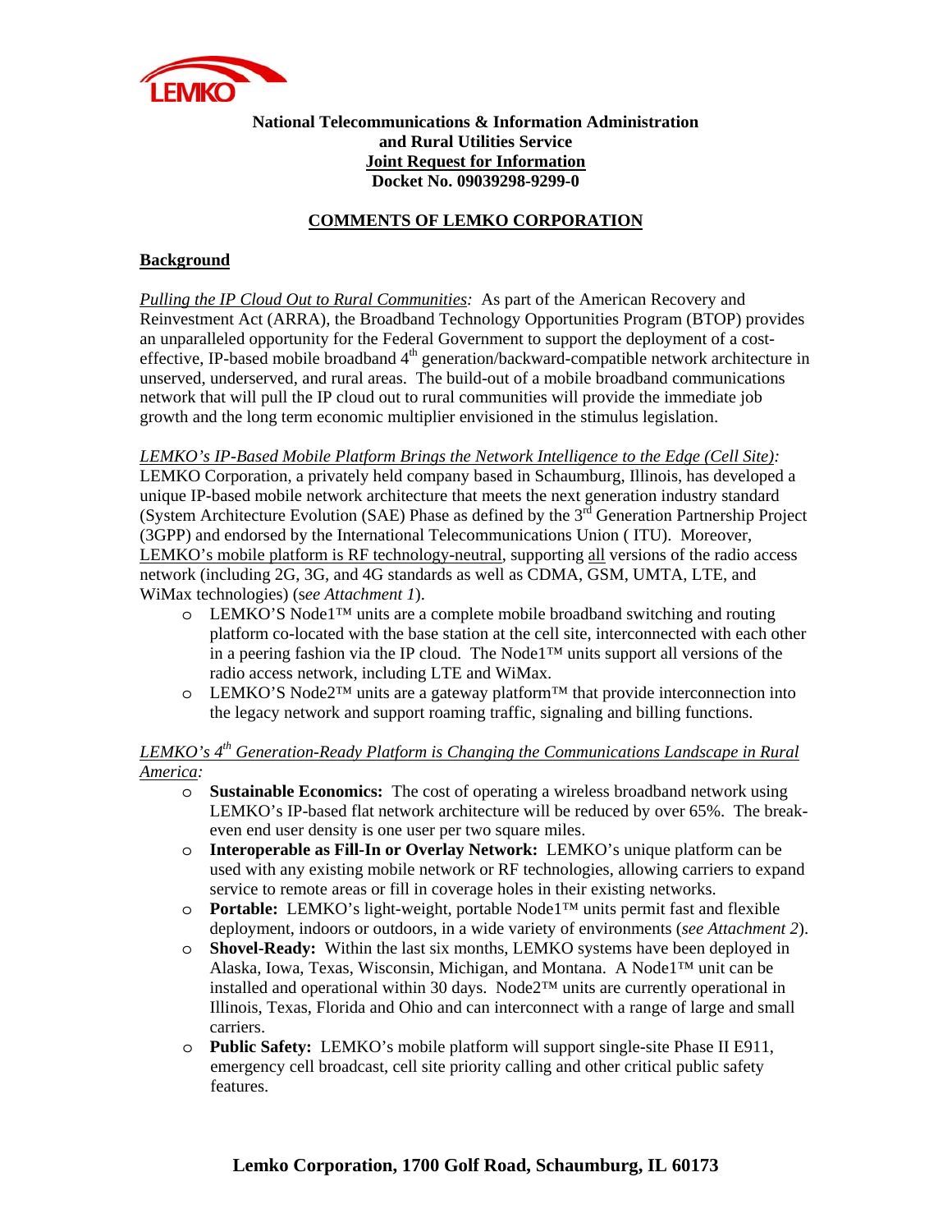**National Telecommunications & Information Administration**
**and Rural Utilities Service**
**Joint Request for Information**
**Docket No. 09039298-9299-0**

## COMMENTS OF LEMKO CORPORATION

### Background

*Pulling the IP Cloud Out to Rural Communities:* As part of the American Recovery and Reinvestment Act (ARRA), the Broadband Technology Opportunities Program (BTOP) provides an unparalleled opportunity for the Federal Government to support the deployment of a cost-effective, IP-based mobile broadband 4th generation/backward-compatible network architecture in unserved, underserved, and rural areas. The build-out of a mobile broadband communications network that will pull the IP cloud out to rural communities will provide the immediate job growth and the long term economic multiplier envisioned in the stimulus legislation.

*LEMKO's IP-Based Mobile Platform Brings the Network Intelligence to the Edge (Cell Site):* LEMKO Corporation, a privately held company based in Schaumburg, Illinois, has developed a unique IP-based mobile network architecture that meets the next generation industry standard (System Architecture Evolution (SAE) Phase as defined by the 3rd Generation Partnership Project (3GPP) and endorsed by the International Telecommunications Union ( ITU). Moreover, LEMKO's mobile platform is RF technology-neutral, supporting all versions of the radio access network (including 2G, 3G, and 4G standards as well as CDMA, GSM, UMTA, LTE, and WiMax technologies) (s*ee Attachment 1*).

- LEMKO'S Node1™ units are a complete mobile broadband switching and routing platform co-located with the base station at the cell site, interconnected with each other in a peering fashion via the IP cloud. The Node1™ units support all versions of the radio access network, including LTE and WiMax.
- LEMKO'S Node2™ units are a gateway platform™ that provide interconnection into the legacy network and support roaming traffic, signaling and billing functions.

*LEMKO's 4th Generation-Ready Platform is Changing the Communications Landscape in Rural America:*

- **Sustainable Economics:** The cost of operating a wireless broadband network using LEMKO's IP-based flat network architecture will be reduced by over 65%. The break-even end user density is one user per two square miles.
- **Interoperable as Fill-In or Overlay Network:** LEMKO's unique platform can be used with any existing mobile network or RF technologies, allowing carriers to expand service to remote areas or fill in coverage holes in their existing networks.
- **Portable:** LEMKO's light-weight, portable Node1™ units permit fast and flexible deployment, indoors or outdoors, in a wide variety of environments (*see Attachment 2*).
- **Shovel-Ready:** Within the last six months, LEMKO systems have been deployed in Alaska, Iowa, Texas, Wisconsin, Michigan, and Montana. A Node1™ unit can be installed and operational within 30 days. Node2™ units are currently operational in Illinois, Texas, Florida and Ohio and can interconnect with a range of large and small carriers.
- **Public Safety:** LEMKO's mobile platform will support single-site Phase II E911, emergency cell broadcast, cell site priority calling and other critical public safety features.

**Lemko Corporation, 1700 Golf Road, Schaumburg, IL 60173**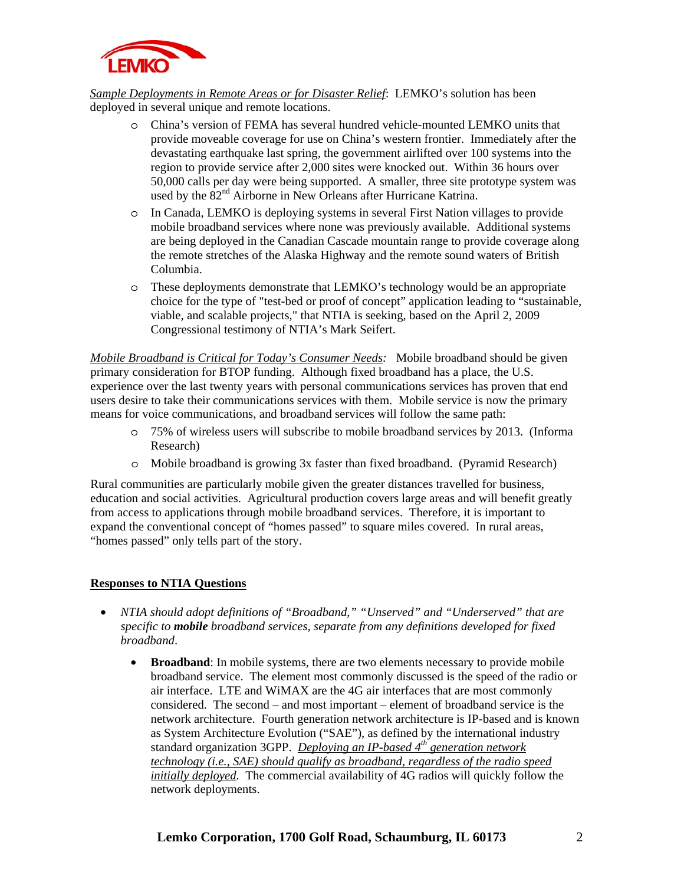*Sample Deployments in Remote Areas or for Disaster Relief*: LEMKO's solution has been deployed in several unique and remote locations.

- China's version of FEMA has several hundred vehicle-mounted LEMKO units that provide moveable coverage for use on China's western frontier. Immediately after the devastating earthquake last spring, the government airlifted over 100 systems into the region to provide service after 2,000 sites were knocked out. Within 36 hours over 50,000 calls per day were being supported. A smaller, three site prototype system was used by the 82nd Airborne in New Orleans after Hurricane Katrina.
- In Canada, LEMKO is deploying systems in several First Nation villages to provide mobile broadband services where none was previously available. Additional systems are being deployed in the Canadian Cascade mountain range to provide coverage along the remote stretches of the Alaska Highway and the remote sound waters of British Columbia.
- These deployments demonstrate that LEMKO's technology would be an appropriate choice for the type of "test-bed or proof of concept" application leading to "sustainable, viable, and scalable projects," that NTIA is seeking, based on the April 2, 2009 Congressional testimony of NTIA's Mark Seifert.

*Mobile Broadband is Critical for Today's Consumer Needs:* Mobile broadband should be given primary consideration for BTOP funding. Although fixed broadband has a place, the U.S. experience over the last twenty years with personal communications services has proven that end users desire to take their communications services with them. Mobile service is now the primary means for voice communications, and broadband services will follow the same path:

- 75% of wireless users will subscribe to mobile broadband services by 2013. (Informa Research)
- Mobile broadband is growing 3x faster than fixed broadband. (Pyramid Research)

Rural communities are particularly mobile given the greater distances travelled for business, education and social activities. Agricultural production covers large areas and will benefit greatly from access to applications through mobile broadband services. Therefore, it is important to expand the conventional concept of "homes passed" to square miles covered. In rural areas, "homes passed" only tells part of the story.

**Responses to NTIA Questions**

- *NTIA should adopt definitions of "Broadband," "Unserved" and "Underserved" that are specific to **mobile** broadband services, separate from any definitions developed for fixed broadband.*
  - **Broadband**: In mobile systems, there are two elements necessary to provide mobile broadband service. The element most commonly discussed is the speed of the radio or air interface. LTE and WiMAX are the 4G air interfaces that are most commonly considered. The second – and most important – element of broadband service is the network architecture. Fourth generation network architecture is IP-based and is known as System Architecture Evolution ("SAE"), as defined by the international industry standard organization 3GPP. *Deploying an IP-based 4th generation network technology (i.e., SAE) should qualify as broadband, regardless of the radio speed initially deployed.* The commercial availability of 4G radios will quickly follow the network deployments.

**Lemko Corporation, 1700 Golf Road, Schaumburg, IL 60173**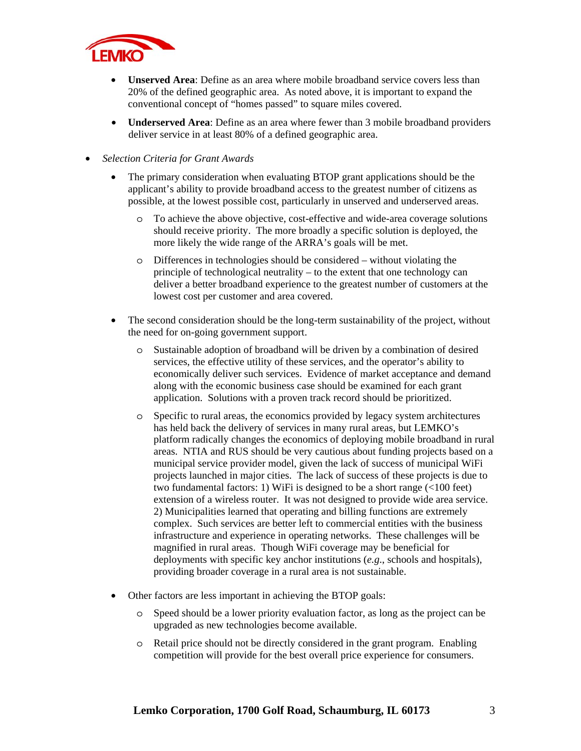- **Unserved Area**: Define as an area where mobile broadband service covers less than 20% of the defined geographic area. As noted above, it is important to expand the conventional concept of "homes passed" to square miles covered.
- **Underserved Area**: Define as an area where fewer than 3 mobile broadband providers deliver service in at least 80% of a defined geographic area.

- *Selection Criteria for Grant Awards*
  - The primary consideration when evaluating BTOP grant applications should be the applicant's ability to provide broadband access to the greatest number of citizens as possible, at the lowest possible cost, particularly in unserved and underserved areas.
    - To achieve the above objective, cost-effective and wide-area coverage solutions should receive priority. The more broadly a specific solution is deployed, the more likely the wide range of the ARRA's goals will be met.
    - Differences in technologies should be considered – without violating the principle of technological neutrality – to the extent that one technology can deliver a better broadband experience to the greatest number of customers at the lowest cost per customer and area covered.
  - The second consideration should be the long-term sustainability of the project, without the need for on-going government support.
    - Sustainable adoption of broadband will be driven by a combination of desired services, the effective utility of these services, and the operator's ability to economically deliver such services. Evidence of market acceptance and demand along with the economic business case should be examined for each grant application. Solutions with a proven track record should be prioritized.
    - Specific to rural areas, the economics provided by legacy system architectures has held back the delivery of services in many rural areas, but LEMKO's platform radically changes the economics of deploying mobile broadband in rural areas. NTIA and RUS should be very cautious about funding projects based on a municipal service provider model, given the lack of success of municipal WiFi projects launched in major cities. The lack of success of these projects is due to two fundamental factors: 1) WiFi is designed to be a short range (<100 feet) extension of a wireless router. It was not designed to provide wide area service. 2) Municipalities learned that operating and billing functions are extremely complex. Such services are better left to commercial entities with the business infrastructure and experience in operating networks. These challenges will be magnified in rural areas. Though WiFi coverage may be beneficial for deployments with specific key anchor institutions (*e.g.*, schools and hospitals), providing broader coverage in a rural area is not sustainable.
  - Other factors are less important in achieving the BTOP goals:
    - Speed should be a lower priority evaluation factor, as long as the project can be upgraded as new technologies become available.
    - Retail price should not be directly considered in the grant program. Enabling competition will provide for the best overall price experience for consumers.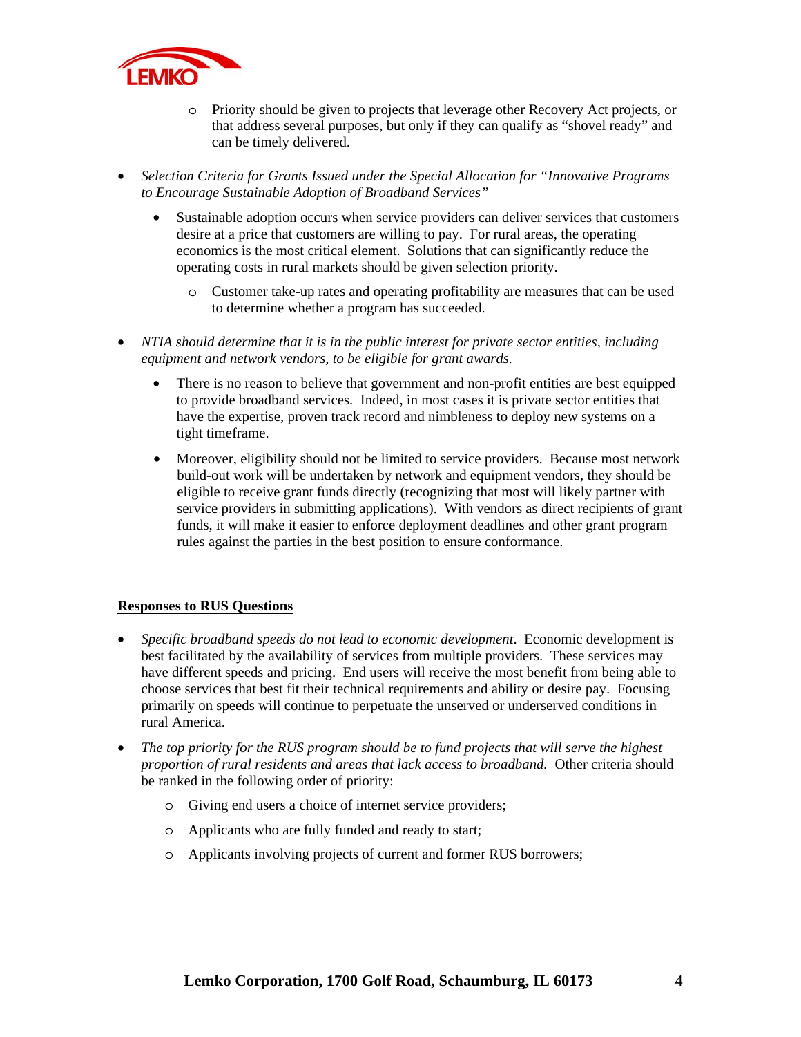- Priority should be given to projects that leverage other Recovery Act projects, or that address several purposes, but only if they can qualify as "shovel ready" and can be timely delivered.

- *Selection Criteria for Grants Issued under the Special Allocation for "Innovative Programs to Encourage Sustainable Adoption of Broadband Services"*

  - Sustainable adoption occurs when service providers can deliver services that customers desire at a price that customers are willing to pay. For rural areas, the operating economics is the most critical element. Solutions that can significantly reduce the operating costs in rural markets should be given selection priority.

    - Customer take-up rates and operating profitability are measures that can be used to determine whether a program has succeeded.

- *NTIA should determine that it is in the public interest for private sector entities, including equipment and network vendors, to be eligible for grant awards.*

  - There is no reason to believe that government and non-profit entities are best equipped to provide broadband services. Indeed, in most cases it is private sector entities that have the expertise, proven track record and nimbleness to deploy new systems on a tight timeframe.

  - Moreover, eligibility should not be limited to service providers. Because most network build-out work will be undertaken by network and equipment vendors, they should be eligible to receive grant funds directly (recognizing that most will likely partner with service providers in submitting applications). With vendors as direct recipients of grant funds, it will make it easier to enforce deployment deadlines and other grant program rules against the parties in the best position to ensure conformance.

**<u>Responses to RUS Questions</u>**

- *Specific broadband speeds do not lead to economic development.* Economic development is best facilitated by the availability of services from multiple providers. These services may have different speeds and pricing. End users will receive the most benefit from being able to choose services that best fit their technical requirements and ability or desire pay. Focusing primarily on speeds will continue to perpetuate the unserved or underserved conditions in rural America.

- *The top priority for the RUS program should be to fund projects that will serve the highest proportion of rural residents and areas that lack access to broadband.* Other criteria should be ranked in the following order of priority:

  - Giving end users a choice of internet service providers;
  - Applicants who are fully funded and ready to start;
  - Applicants involving projects of current and former RUS borrowers;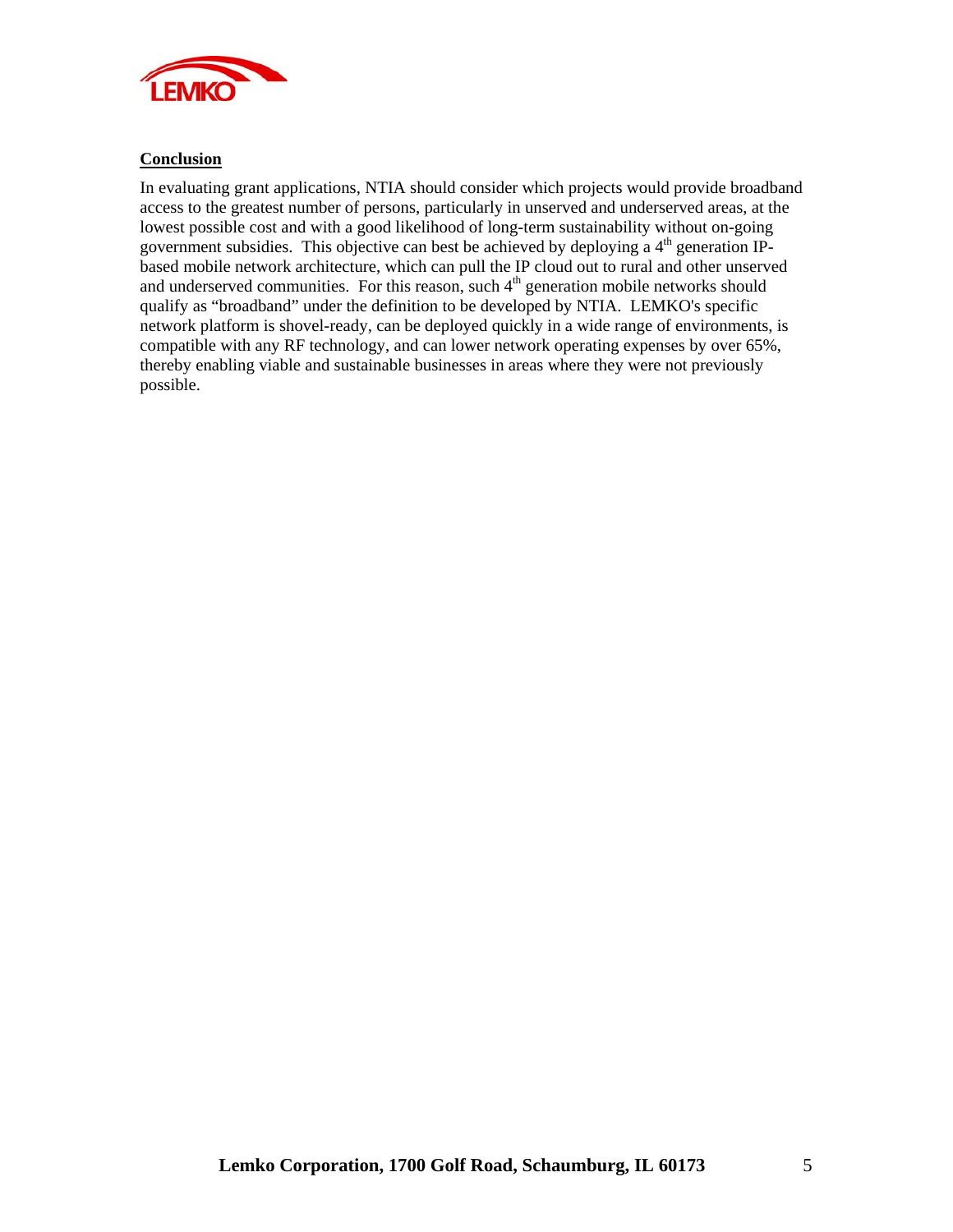## Conclusion

In evaluating grant applications, NTIA should consider which projects would provide broadband access to the greatest number of persons, particularly in unserved and underserved areas, at the lowest possible cost and with a good likelihood of long-term sustainability without on-going government subsidies. This objective can best be achieved by deploying a 4th generation IP-based mobile network architecture, which can pull the IP cloud out to rural and other unserved and underserved communities. For this reason, such 4th generation mobile networks should qualify as "broadband" under the definition to be developed by NTIA. LEMKO's specific network platform is shovel-ready, can be deployed quickly in a wide range of environments, is compatible with any RF technology, and can lower network operating expenses by over 65%, thereby enabling viable and sustainable businesses in areas where they were not previously possible.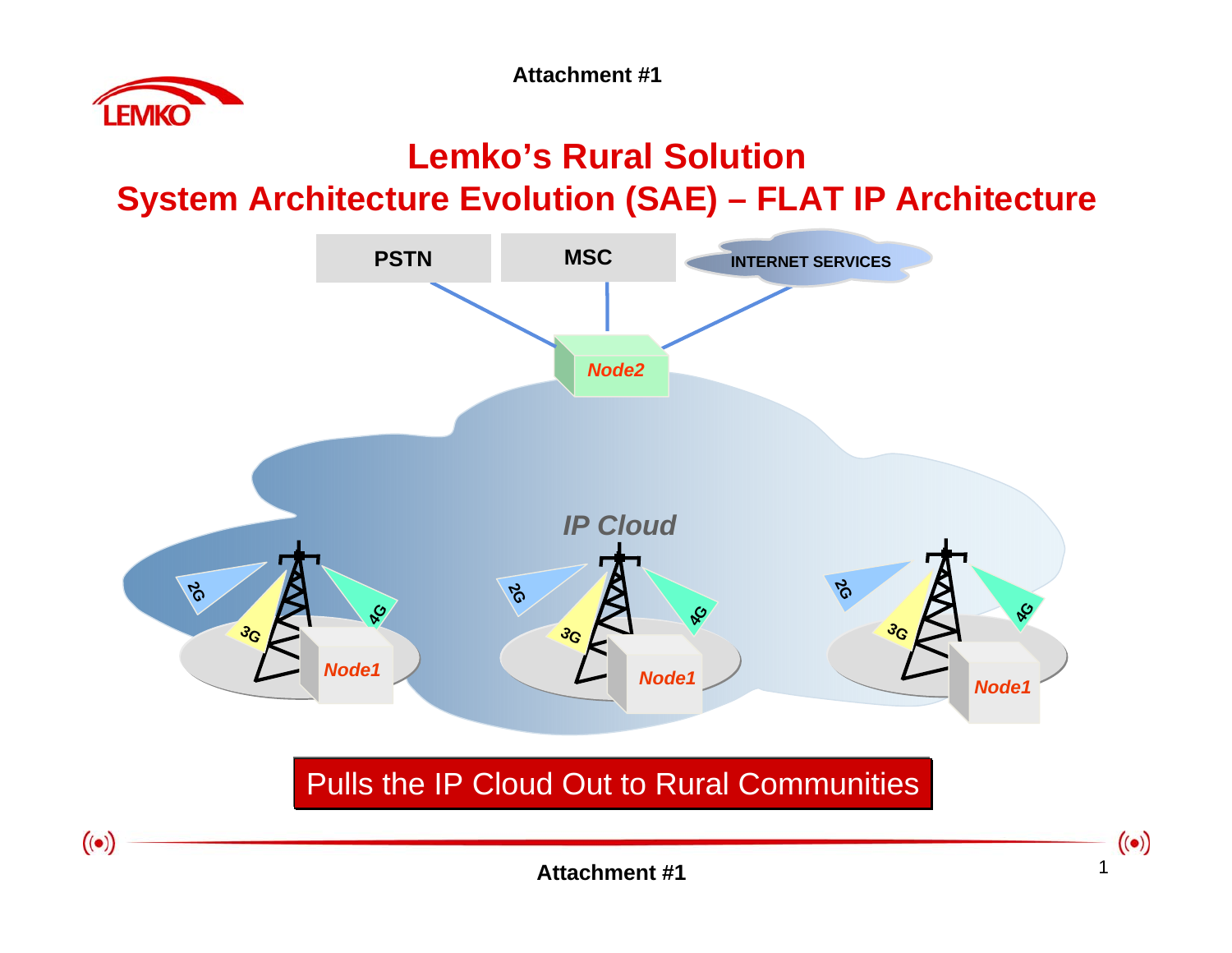Attachment #1

# Lemko's Rural Solution

## System Architecture Evolution (SAE) – FLAT IP Architecture

PSTN

MSC

INTERNET SERVICES

*Node2*

*IP Cloud*

2G 3G 4G *Node1*

2G 3G 4G *Node1*

2G 3G 4G *Node1*

Pulls the IP Cloud Out to Rural Communities

**Attachment #1**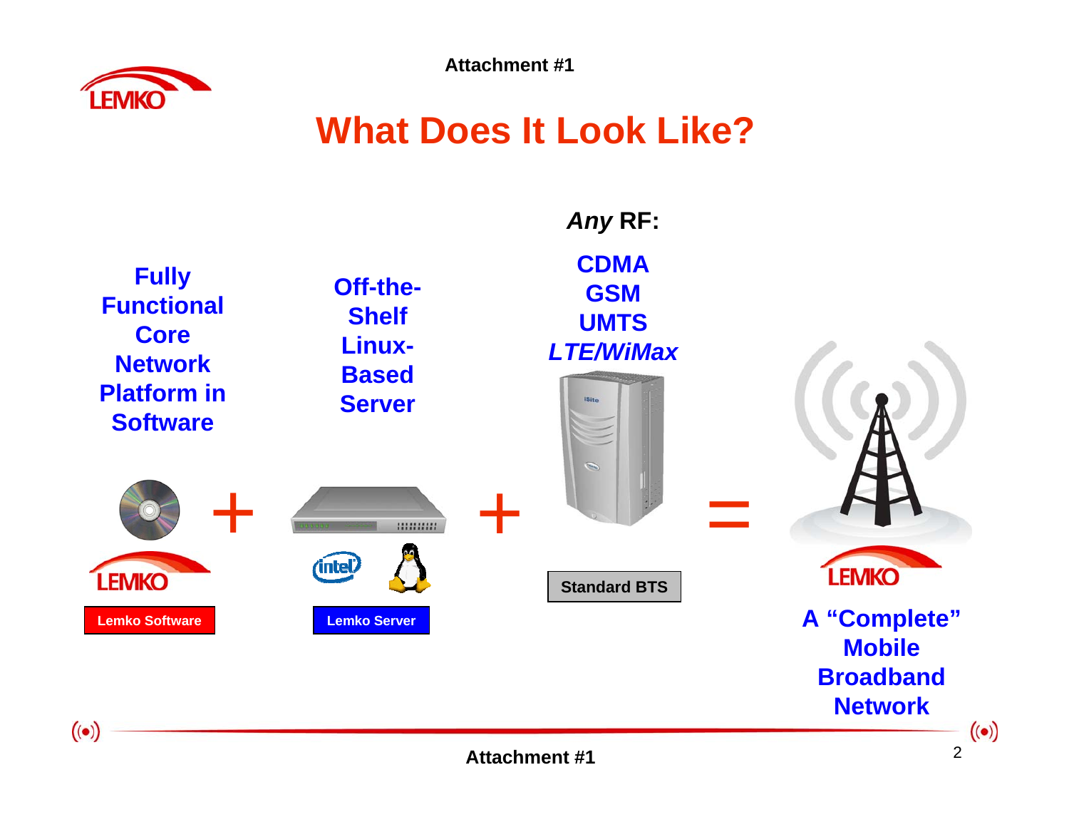Attachment #1

# What Does It Look Like?

**Fully Functional Core Network Platform in Software**

**Off-the-Shelf Linux-Based Server**

***Any* RF:**

**CDMA**
**GSM**
**UMTS**
***LTE/WiMax***

iSite

+ +

=

LEMKO

**Lemko Software**

intel

**Lemko Server**

**Standard BTS**

LEMKO

**A "Complete" Mobile Broadband Network**

Attachment #1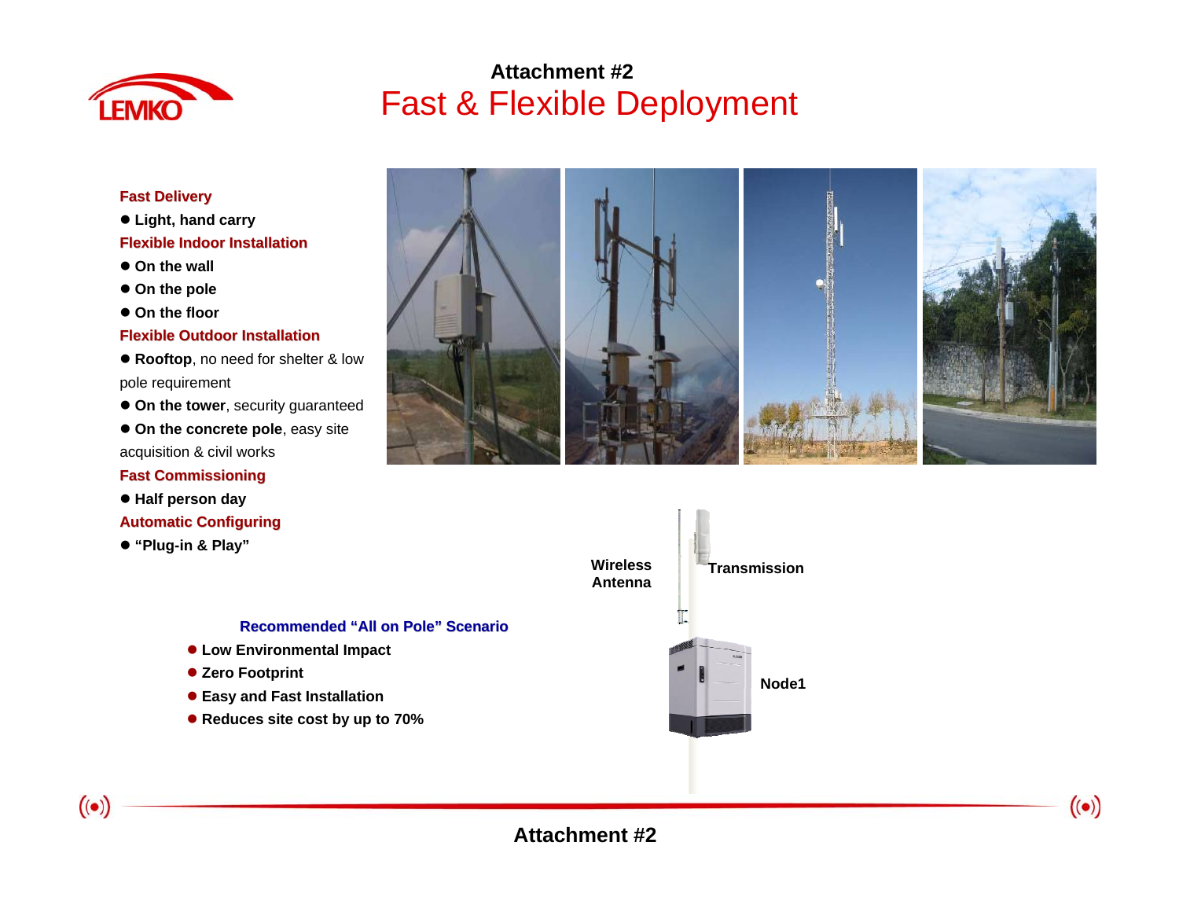## Attachment #2

# Fast & Flexible Deployment

**Fast Delivery**

- **Light, hand carry**

**Flexible Indoor Installation**

- **On the wall**
- **On the pole**
- **On the floor**

**Flexible Outdoor Installation**

- **Rooftop**, no need for shelter & low pole requirement
- **On the tower**, security guaranteed
- **On the concrete pole**, easy site acquisition & civil works

**Fast Commissioning**

- **Half person day**

**Automatic Configuring**

- **"Plug-in & Play"**

**Recommended "All on Pole" Scenario**

- **Low Environmental Impact**
- **Zero Footprint**
- **Easy and Fast Installation**
- **Reduces site cost by up to 70%**

Wireless Antenna

Transmission

Node1